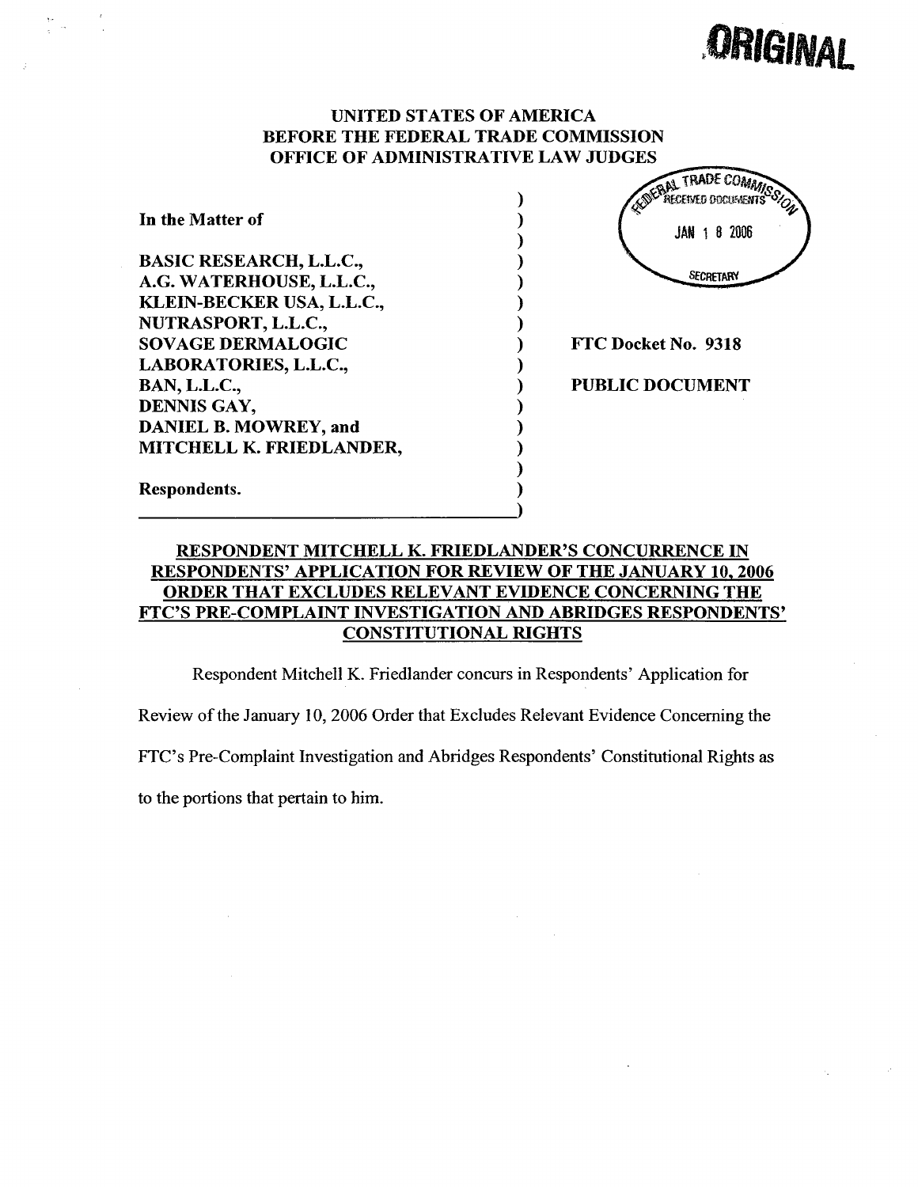**ORIGINAL**

**UNITED STATES OF AMERICA**
**BEFORE THE FEDERAL TRADE COMMISSION**
**OFFICE OF ADMINISTRATIVE LAW JUDGES**

FEDERAL TRADE COMMISSION RECEIVED DOCUMENTS JAN 18 2006 SECRETARY

**In the Matter of**

**BASIC RESEARCH, L.L.C.,**
**A.G. WATERHOUSE, L.L.C.,**
**KLEIN-BECKER USA, L.L.C.,**
**NUTRASPORT, L.L.C.,**
**SOVAGE DERMALOGIC LABORATORIES, L.L.C.,**
**BAN, L.L.C.,**
**DENNIS GAY,**
**DANIEL B. MOWREY, and**
**MITCHELL K. FRIEDLANDER,**

**Respondents.**

**FTC Docket No. 9318**

**PUBLIC DOCUMENT**

**RESPONDENT MITCHELL K. FRIEDLANDER'S CONCURRENCE IN RESPONDENTS' APPLICATION FOR REVIEW OF THE JANUARY 10, 2006 ORDER THAT EXCLUDES RELEVANT EVIDENCE CONCERNING THE FTC'S PRE-COMPLAINT INVESTIGATION AND ABRIDGES RESPONDENTS' CONSTITUTIONAL RIGHTS**

Respondent Mitchell K. Friedlander concurs in Respondents' Application for Review of the January 10, 2006 Order that Excludes Relevant Evidence Concerning the FTC's Pre-Complaint Investigation and Abridges Respondents' Constitutional Rights as to the portions that pertain to him.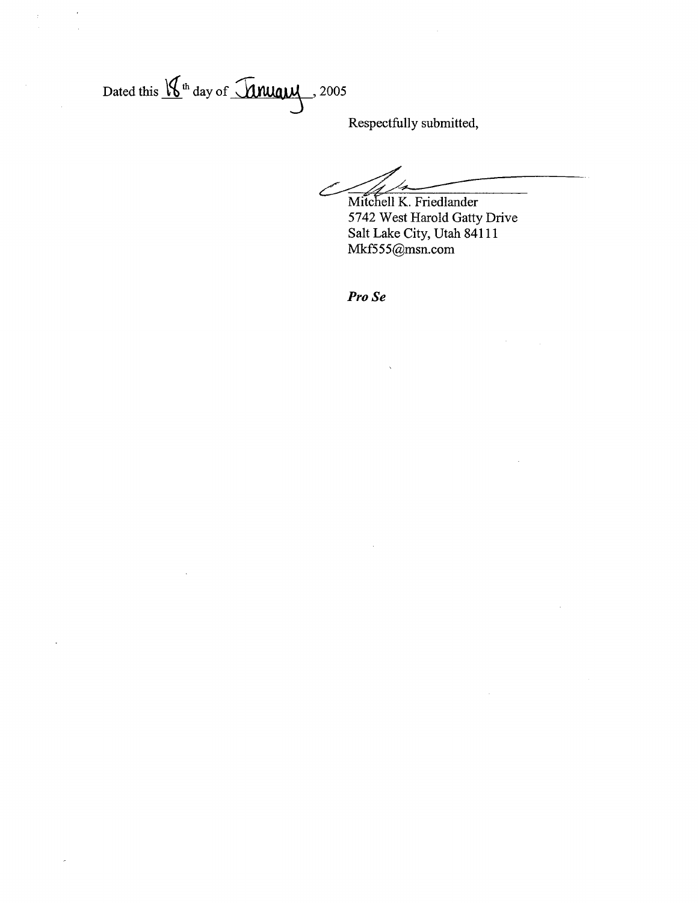Dated this 18th day of January, 2005

Respectfully submitted,

Mitchell K. Friedlander
5742 West Harold Gatty Drive
Salt Lake City, Utah 84111
Mkf555@msn.com

***Pro Se***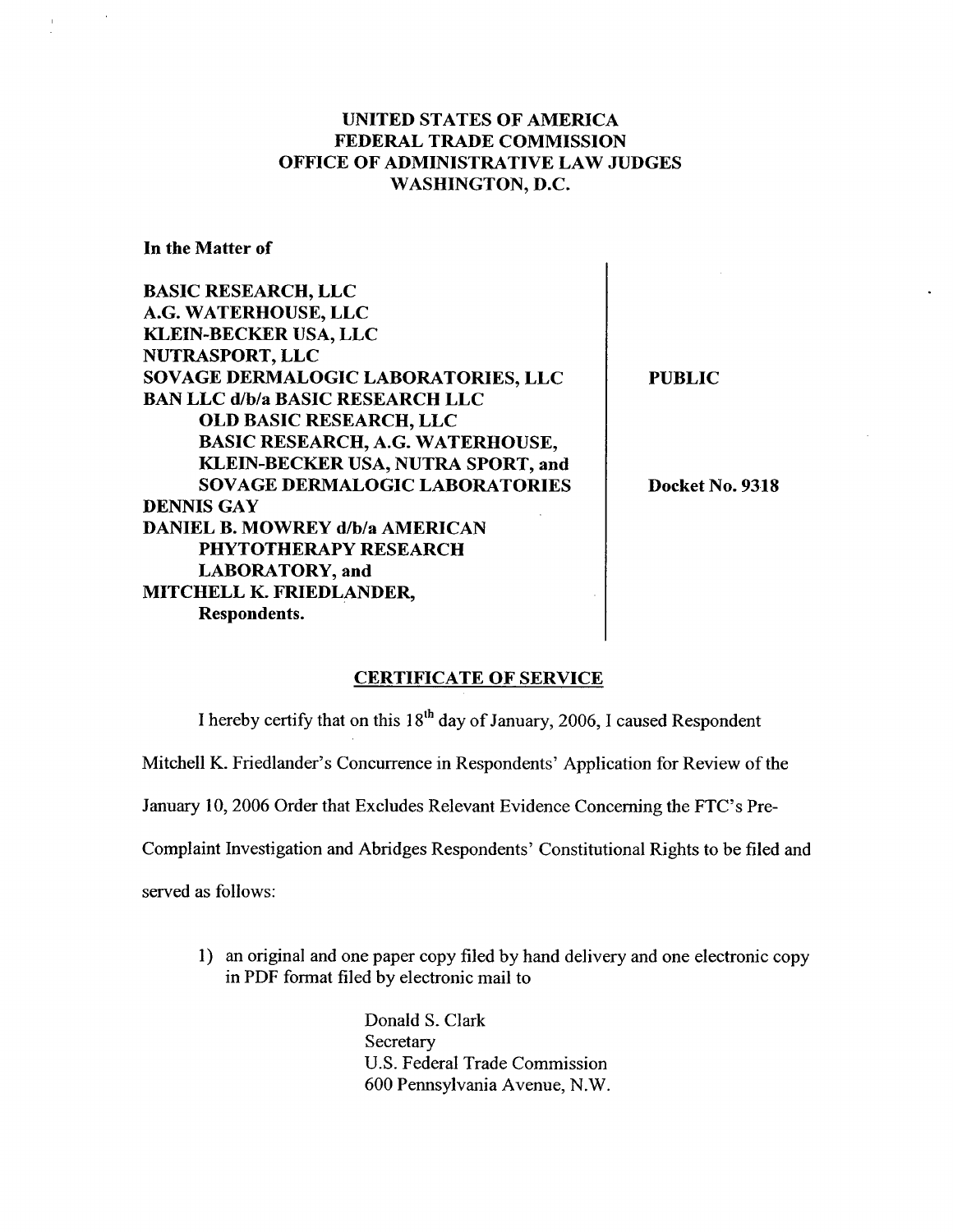**UNITED STATES OF AMERICA**
**FEDERAL TRADE COMMISSION**
**OFFICE OF ADMINISTRATIVE LAW JUDGES**
**WASHINGTON, D.C.**

**In the Matter of**

| | |
|---|---|
| **BASIC RESEARCH, LLC** | |
| **A.G. WATERHOUSE, LLC** | |
| **KLEIN-BECKER USA, LLC** | |
| **NUTRASPORT, LLC** | |
| **SOVAGE DERMALOGIC LABORATORIES, LLC** | **PUBLIC** |
| **BAN LLC d/b/a BASIC RESEARCH LLC** | |
| **OLD BASIC RESEARCH, LLC** | |
| **BASIC RESEARCH, A.G. WATERHOUSE,** | |
| **KLEIN-BECKER USA, NUTRA SPORT, and** | |
| **SOVAGE DERMALOGIC LABORATORIES** | **Docket No. 9318** |
| **DENNIS GAY** | |
| **DANIEL B. MOWREY d/b/a AMERICAN** | |
| **PHYTOTHERAPY RESEARCH** | |
| **LABORATORY, and** | |
| **MITCHELL K. FRIEDLANDER,** | |
| **Respondents.** | |

**CERTIFICATE OF SERVICE**

I hereby certify that on this 18th day of January, 2006, I caused Respondent Mitchell K. Friedlander's Concurrence in Respondents' Application for Review of the January 10, 2006 Order that Excludes Relevant Evidence Concerning the FTC's Pre-Complaint Investigation and Abridges Respondents' Constitutional Rights to be filed and served as follows:

1) an original and one paper copy filed by hand delivery and one electronic copy in PDF format filed by electronic mail to

   Donald S. Clark
   Secretary
   U.S. Federal Trade Commission
   600 Pennsylvania Avenue, N.W.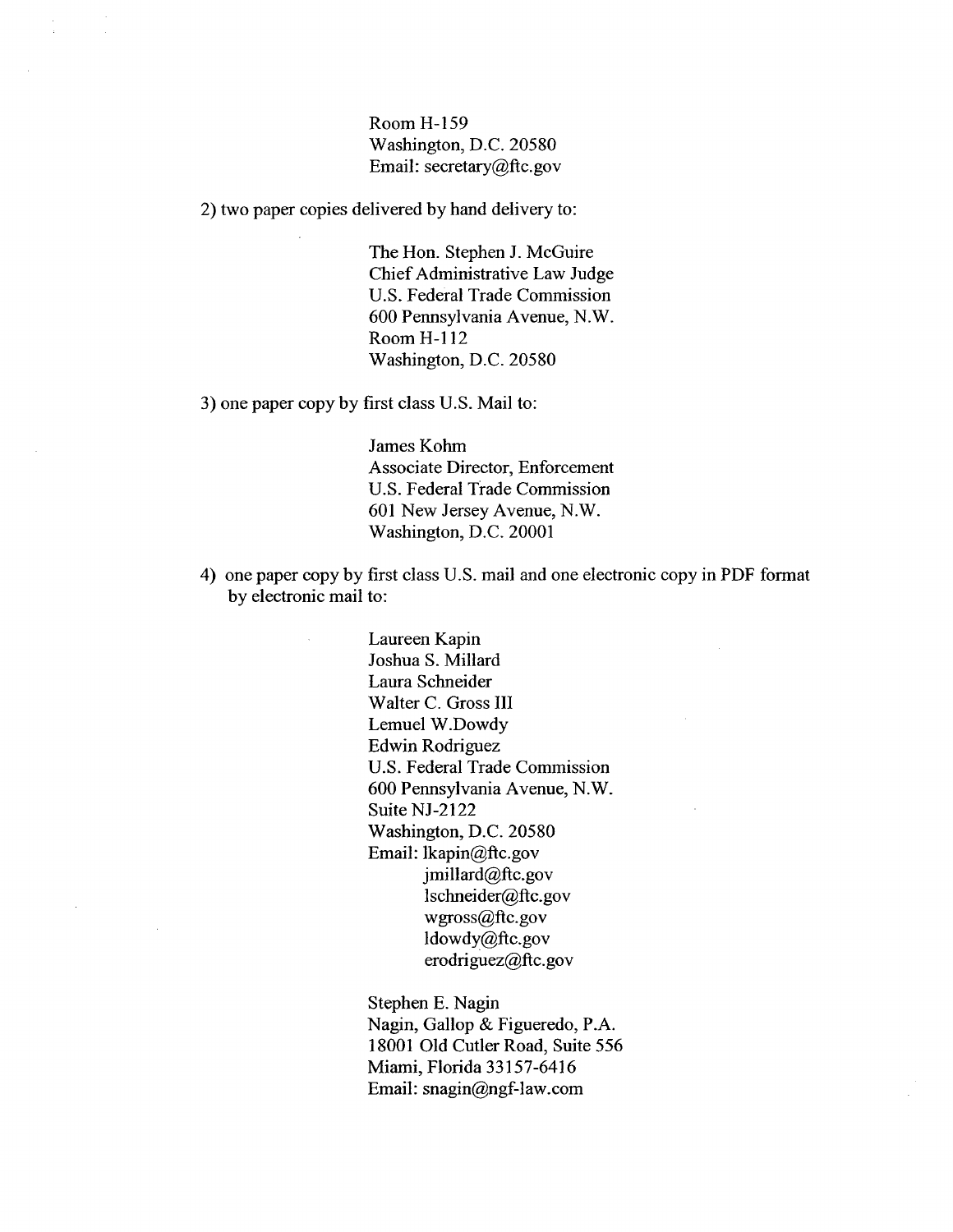Room H-159
Washington, D.C. 20580
Email: secretary@ftc.gov

2) two paper copies delivered by hand delivery to:

The Hon. Stephen J. McGuire
Chief Administrative Law Judge
U.S. Federal Trade Commission
600 Pennsylvania Avenue, N.W.
Room H-112
Washington, D.C. 20580

3) one paper copy by first class U.S. Mail to:

James Kohm
Associate Director, Enforcement
U.S. Federal Trade Commission
601 New Jersey Avenue, N.W.
Washington, D.C. 20001

4) one paper copy by first class U.S. mail and one electronic copy in PDF format by electronic mail to:

Laureen Kapin
Joshua S. Millard
Laura Schneider
Walter C. Gross III
Lemuel W.Dowdy
Edwin Rodriguez
U.S. Federal Trade Commission
600 Pennsylvania Avenue, N.W.
Suite NJ-2122
Washington, D.C. 20580
Email: lkapin@ftc.gov
jmillard@ftc.gov
lschneider@ftc.gov
wgross@ftc.gov
ldowdy@ftc.gov
erodriguez@ftc.gov

Stephen E. Nagin
Nagin, Gallop & Figueredo, P.A.
18001 Old Cutler Road, Suite 556
Miami, Florida 33157-6416
Email: snagin@ngf-law.com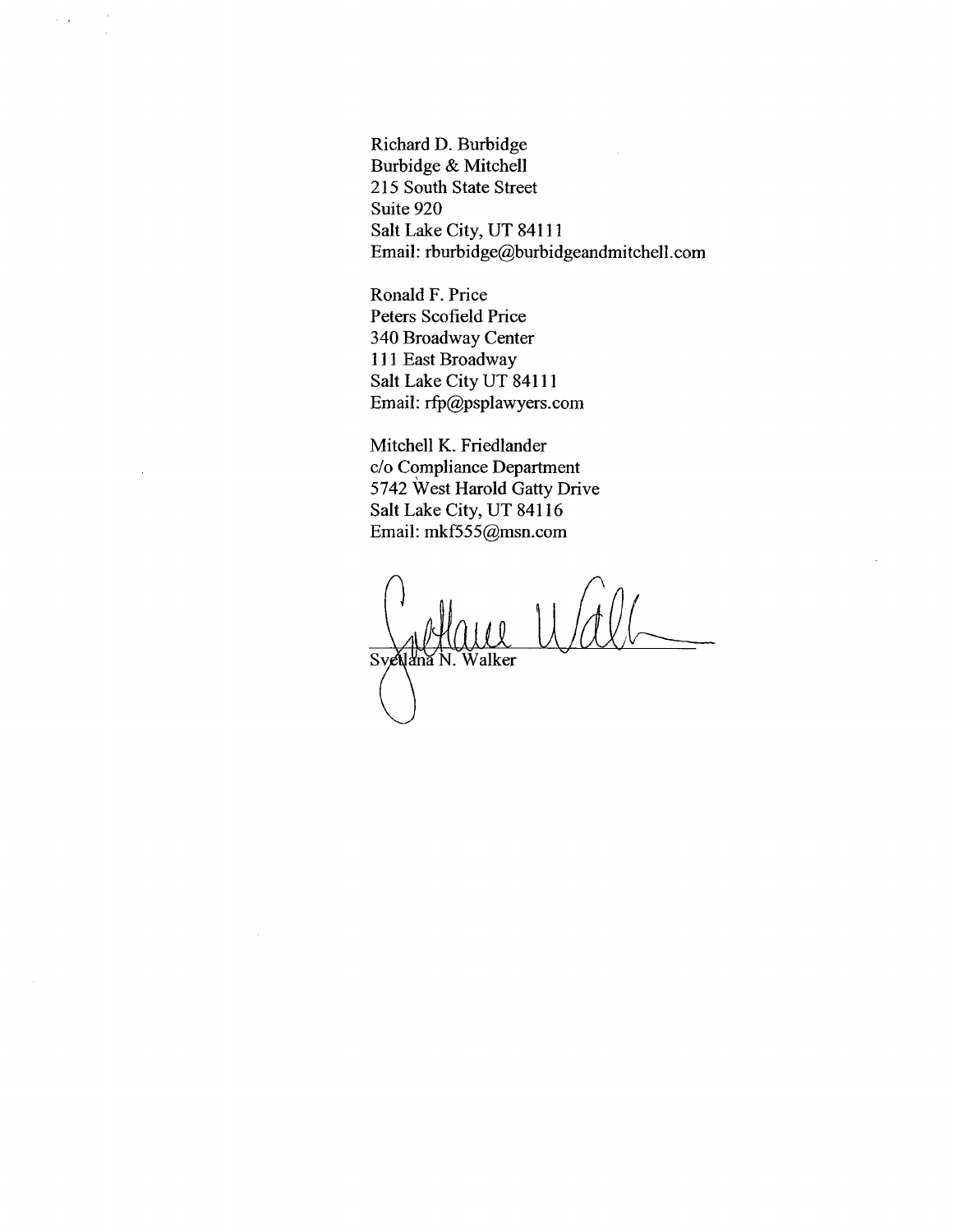Richard D. Burbidge
Burbidge & Mitchell
215 South State Street
Suite 920
Salt Lake City, UT 84111
Email: rburbidge@burbidgeandmitchell.com

Ronald F. Price
Peters Scofield Price
340 Broadway Center
111 East Broadway
Salt Lake City UT 84111
Email: rfp@psplawyers.com

Mitchell K. Friedlander
c/o Compliance Department
5742 West Harold Gatty Drive
Salt Lake City, UT 84116
Email: mkf555@msn.com

Svetlana N. Walker